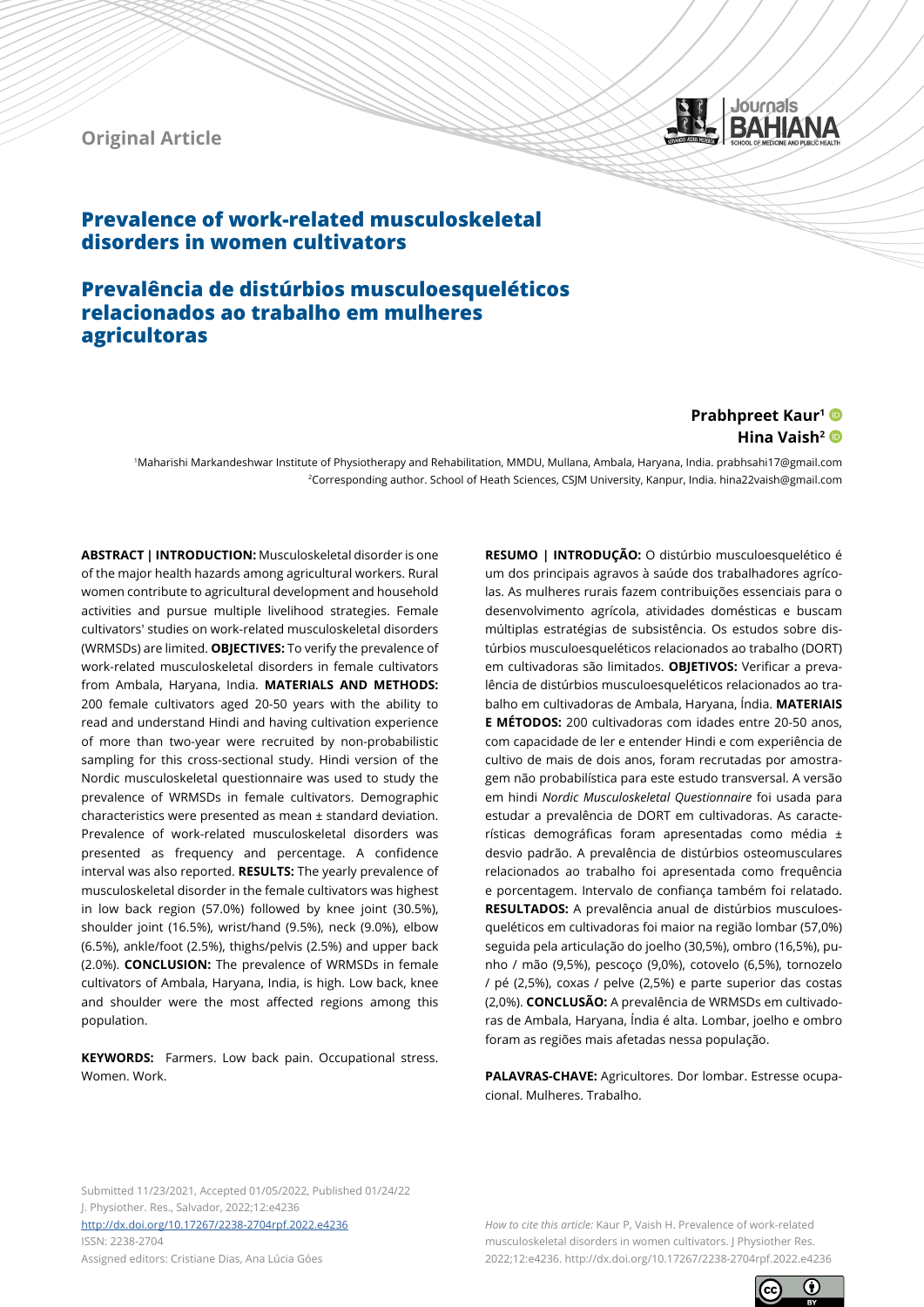Original Article

# Prevalence of work-related musculoskeletal disorders in women cultivators

# Prevalência de distúrbios musculoesqueléticos relacionados ao trabalho em mulheres agricultoras

**Prabhpreet Kaur**[1]
**Hina Vaish**[2]

[1]Maharishi Markandeshwar Institute of Physiotherapy and Rehabilitation, MMDU, Mullana, Ambala, Haryana, India. prabhsahi17@gmail.com
[2]Corresponding author. School of Heath Sciences, CSJM University, Kanpur, India. hina22vaish@gmail.com

**ABSTRACT | INTRODUCTION:** Musculoskeletal disorder is one of the major health hazards among agricultural workers. Rural women contribute to agricultural development and household activities and pursue multiple livelihood strategies. Female cultivators' studies on work-related musculoskeletal disorders (WRMSDs) are limited. **OBJECTIVES:** To verify the prevalence of work-related musculoskeletal disorders in female cultivators from Ambala, Haryana, India. **MATERIALS AND METHODS:** 200 female cultivators aged 20-50 years with the ability to read and understand Hindi and having cultivation experience of more than two-year were recruited by non-probabilistic sampling for this cross-sectional study. Hindi version of the Nordic musculoskeletal questionnaire was used to study the prevalence of WRMSDs in female cultivators. Demographic characteristics were presented as mean ± standard deviation. Prevalence of work-related musculoskeletal disorders was presented as frequency and percentage. A confidence interval was also reported. **RESULTS:** The yearly prevalence of musculoskeletal disorder in the female cultivators was highest in low back region (57.0%) followed by knee joint (30.5%), shoulder joint (16.5%), wrist/hand (9.5%), neck (9.0%), elbow (6.5%), ankle/foot (2.5%), thighs/pelvis (2.5%) and upper back (2.0%). **CONCLUSION:** The prevalence of WRMSDs in female cultivators of Ambala, Haryana, India, is high. Low back, knee and shoulder were the most affected regions among this population.

**KEYWORDS:** Farmers. Low back pain. Occupational stress. Women. Work.

**RESUMO | INTRODUÇÃO:** O distúrbio musculoesquelético é um dos principais agravos à saúde dos trabalhadores agrícolas. As mulheres rurais fazem contribuições essenciais para o desenvolvimento agrícola, atividades domésticas e buscam múltiplas estratégias de subsistência. Os estudos sobre distúrbios musculoesqueléticos relacionados ao trabalho (DORT) em cultivadoras são limitados. **OBJETIVOS:** Verificar a prevalência de distúrbios musculoesqueléticos relacionados ao trabalho em cultivadoras de Ambala, Haryana, Índia. **MATERIAIS E MÉTODOS:** 200 cultivadoras com idades entre 20-50 anos, com capacidade de ler e entender Hindi e com experiência de cultivo de mais de dois anos, foram recrutadas por amostragem não probabilística para este estudo transversal. A versão em hindi *Nordic Musculoskeletal Questionnaire* foi usada para estudar a prevalência de DORT em cultivadoras. As características demográficas foram apresentadas como média ± desvio padrão. A prevalência de distúrbios osteomusculares relacionados ao trabalho foi apresentada como frequência e porcentagem. Intervalo de confiança também foi relatado. **RESULTADOS:** A prevalência anual de distúrbios musculoesqueléticos em cultivadoras foi maior na região lombar (57,0%) seguida pela articulação do joelho (30,5%), ombro (16,5%), punho / mão (9,5%), pescoço (9,0%), cotovelo (6,5%), tornozelo / pé (2,5%), coxas / pelve (2,5%) e parte superior das costas (2,0%). **CONCLUSÃO:** A prevalência de WRMSDs em cultivadoras de Ambala, Haryana, Índia é alta. Lombar, joelho e ombro foram as regiões mais afetadas nessa população.

**PALAVRAS-CHAVE:** Agricultores. Dor lombar. Estresse ocupacional. Mulheres. Trabalho.

Submitted 11/23/2021, Accepted 01/05/2022, Published 01/24/22
J. Physiother. Res., Salvador, 2022;12:e4236
http://dx.doi.org/10.17267/2238-2704rpf.2022.e4236
ISSN: 2238-2704
Assigned editors: Cristiane Dias, Ana Lúcia Góes

*How to cite this article:* Kaur P, Vaish H. Prevalence of work-related musculoskeletal disorders in women cultivators. J Physiother Res. 2022;12:e4236. http://dx.doi.org/10.17267/2238-2704rpf.2022.e4236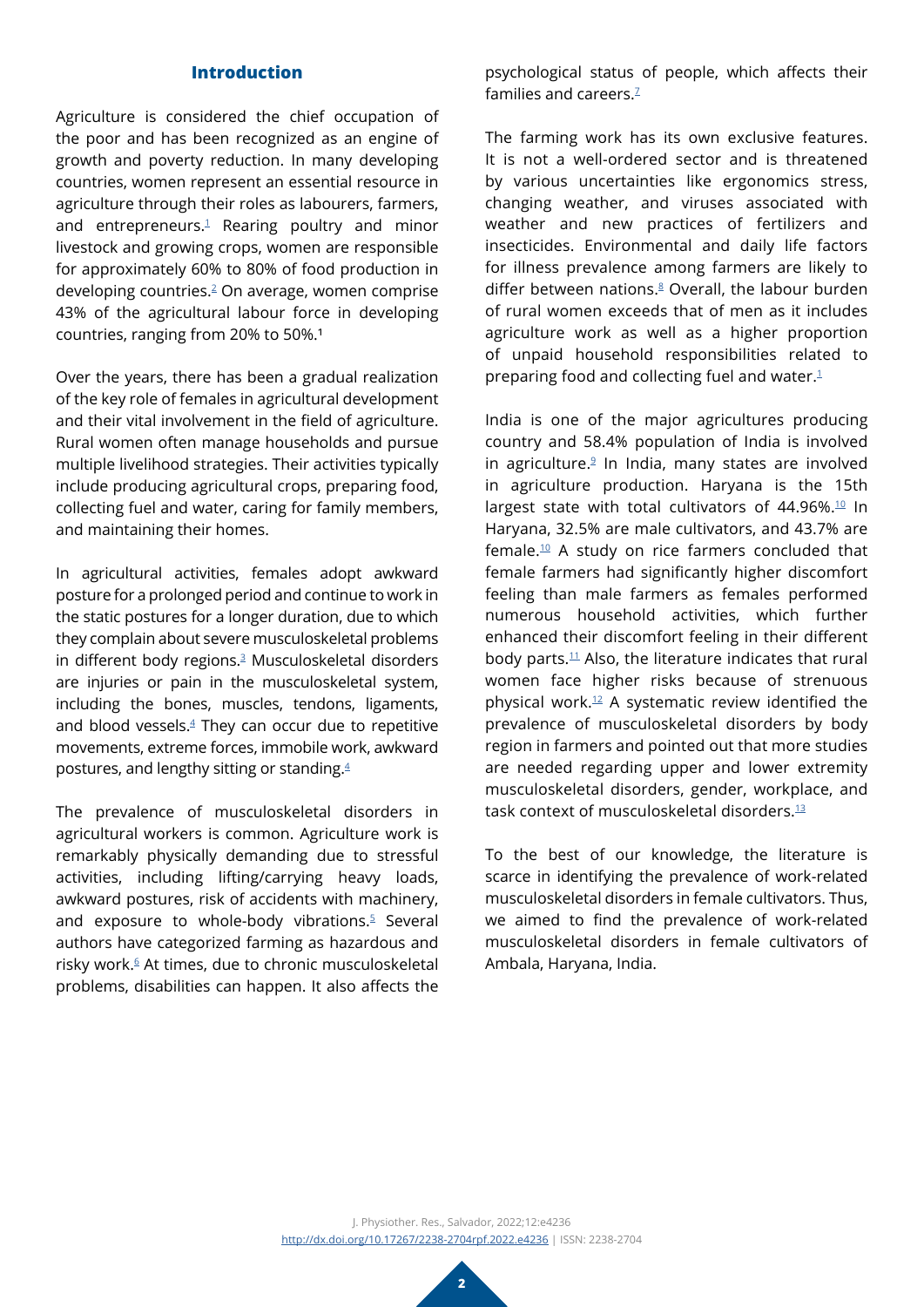## Introduction

Agriculture is considered the chief occupation of the poor and has been recognized as an engine of growth and poverty reduction. In many developing countries, women represent an essential resource in agriculture through their roles as labourers, farmers, and entrepreneurs.[1] Rearing poultry and minor livestock and growing crops, women are responsible for approximately 60% to 80% of food production in developing countries.[2] On average, women comprise 43% of the agricultural labour force in developing countries, ranging from 20% to 50%.[1]

Over the years, there has been a gradual realization of the key role of females in agricultural development and their vital involvement in the field of agriculture. Rural women often manage households and pursue multiple livelihood strategies. Their activities typically include producing agricultural crops, preparing food, collecting fuel and water, caring for family members, and maintaining their homes.

In agricultural activities, females adopt awkward posture for a prolonged period and continue to work in the static postures for a longer duration, due to which they complain about severe musculoskeletal problems in different body regions.[3] Musculoskeletal disorders are injuries or pain in the musculoskeletal system, including the bones, muscles, tendons, ligaments, and blood vessels.[4] They can occur due to repetitive movements, extreme forces, immobile work, awkward postures, and lengthy sitting or standing.[4]

The prevalence of musculoskeletal disorders in agricultural workers is common. Agriculture work is remarkably physically demanding due to stressful activities, including lifting/carrying heavy loads, awkward postures, risk of accidents with machinery, and exposure to whole-body vibrations.[5] Several authors have categorized farming as hazardous and risky work.[6] At times, due to chronic musculoskeletal problems, disabilities can happen. It also affects the psychological status of people, which affects their families and careers.[7]

The farming work has its own exclusive features. It is not a well-ordered sector and is threatened by various uncertainties like ergonomics stress, changing weather, and viruses associated with weather and new practices of fertilizers and insecticides. Environmental and daily life factors for illness prevalence among farmers are likely to differ between nations.[8] Overall, the labour burden of rural women exceeds that of men as it includes agriculture work as well as a higher proportion of unpaid household responsibilities related to preparing food and collecting fuel and water.[1]

India is one of the major agricultures producing country and 58.4% population of India is involved in agriculture.[9] In India, many states are involved in agriculture production. Haryana is the 15th largest state with total cultivators of 44.96%.[10] In Haryana, 32.5% are male cultivators, and 43.7% are female.[10] A study on rice farmers concluded that female farmers had significantly higher discomfort feeling than male farmers as females performed numerous household activities, which further enhanced their discomfort feeling in their different body parts.[11] Also, the literature indicates that rural women face higher risks because of strenuous physical work.[12] A systematic review identified the prevalence of musculoskeletal disorders by body region in farmers and pointed out that more studies are needed regarding upper and lower extremity musculoskeletal disorders, gender, workplace, and task context of musculoskeletal disorders.[13]

To the best of our knowledge, the literature is scarce in identifying the prevalence of work-related musculoskeletal disorders in female cultivators. Thus, we aimed to find the prevalence of work-related musculoskeletal disorders in female cultivators of Ambala, Haryana, India.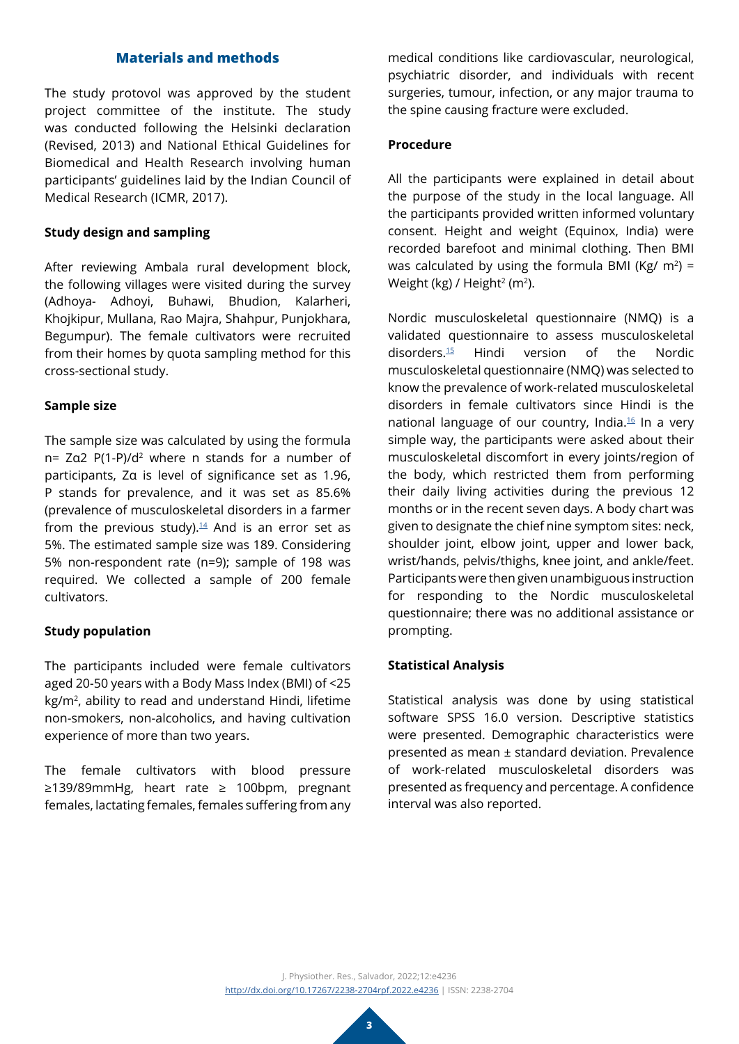## Materials and methods

The study protovol was approved by the student project committee of the institute. The study was conducted following the Helsinki declaration (Revised, 2013) and National Ethical Guidelines for Biomedical and Health Research involving human participants' guidelines laid by the Indian Council of Medical Research (ICMR, 2017).

### Study design and sampling

After reviewing Ambala rural development block, the following villages were visited during the survey (Adhoya- Adhoyi, Buhawi, Bhudion, Kalarheri, Khojkipur, Mullana, Rao Majra, Shahpur, Punjokhara, Begumpur). The female cultivators were recruited from their homes by quota sampling method for this cross-sectional study.

### Sample size

The sample size was calculated by using the formula $n = Z\alpha 2\ P(1-P)/d^2$ where n stands for a number of participants, $Z\alpha$ is level of significance set as 1.96, P stands for prevalence, and it was set as 85.6% (prevalence of musculoskeletal disorders in a farmer from the previous study).[14] And is an error set as 5%. The estimated sample size was 189. Considering 5% non-respondent rate (n=9); sample of 198 was required. We collected a sample of 200 female cultivators.

### Study population

The participants included were female cultivators aged 20-50 years with a Body Mass Index (BMI) of <25 kg/m$^2$, ability to read and understand Hindi, lifetime non-smokers, non-alcoholics, and having cultivation experience of more than two years.

The female cultivators with blood pressure ≥139/89mmHg, heart rate ≥ 100bpm, pregnant females, lactating females, females suffering from any medical conditions like cardiovascular, neurological, psychiatric disorder, and individuals with recent surgeries, tumour, infection, or any major trauma to the spine causing fracture were excluded.

### Procedure

All the participants were explained in detail about the purpose of the study in the local language. All the participants provided written informed voluntary consent. Height and weight (Equinox, India) were recorded barefoot and minimal clothing. Then BMI was calculated by using the formula BMI (Kg/ m$^2$) = Weight (kg) / Height$^2$ (m$^2$).

Nordic musculoskeletal questionnaire (NMQ) is a validated questionnaire to assess musculoskeletal disorders.[15] Hindi version of the Nordic musculoskeletal questionnaire (NMQ) was selected to know the prevalence of work-related musculoskeletal disorders in female cultivators since Hindi is the national language of our country, India.[16] In a very simple way, the participants were asked about their musculoskeletal discomfort in every joints/region of the body, which restricted them from performing their daily living activities during the previous 12 months or in the recent seven days. A body chart was given to designate the chief nine symptom sites: neck, shoulder joint, elbow joint, upper and lower back, wrist/hands, pelvis/thighs, knee joint, and ankle/feet. Participants were then given unambiguous instruction for responding to the Nordic musculoskeletal questionnaire; there was no additional assistance or prompting.

### Statistical Analysis

Statistical analysis was done by using statistical software SPSS 16.0 version. Descriptive statistics were presented. Demographic characteristics were presented as mean ± standard deviation. Prevalence of work-related musculoskeletal disorders was presented as frequency and percentage. A confidence interval was also reported.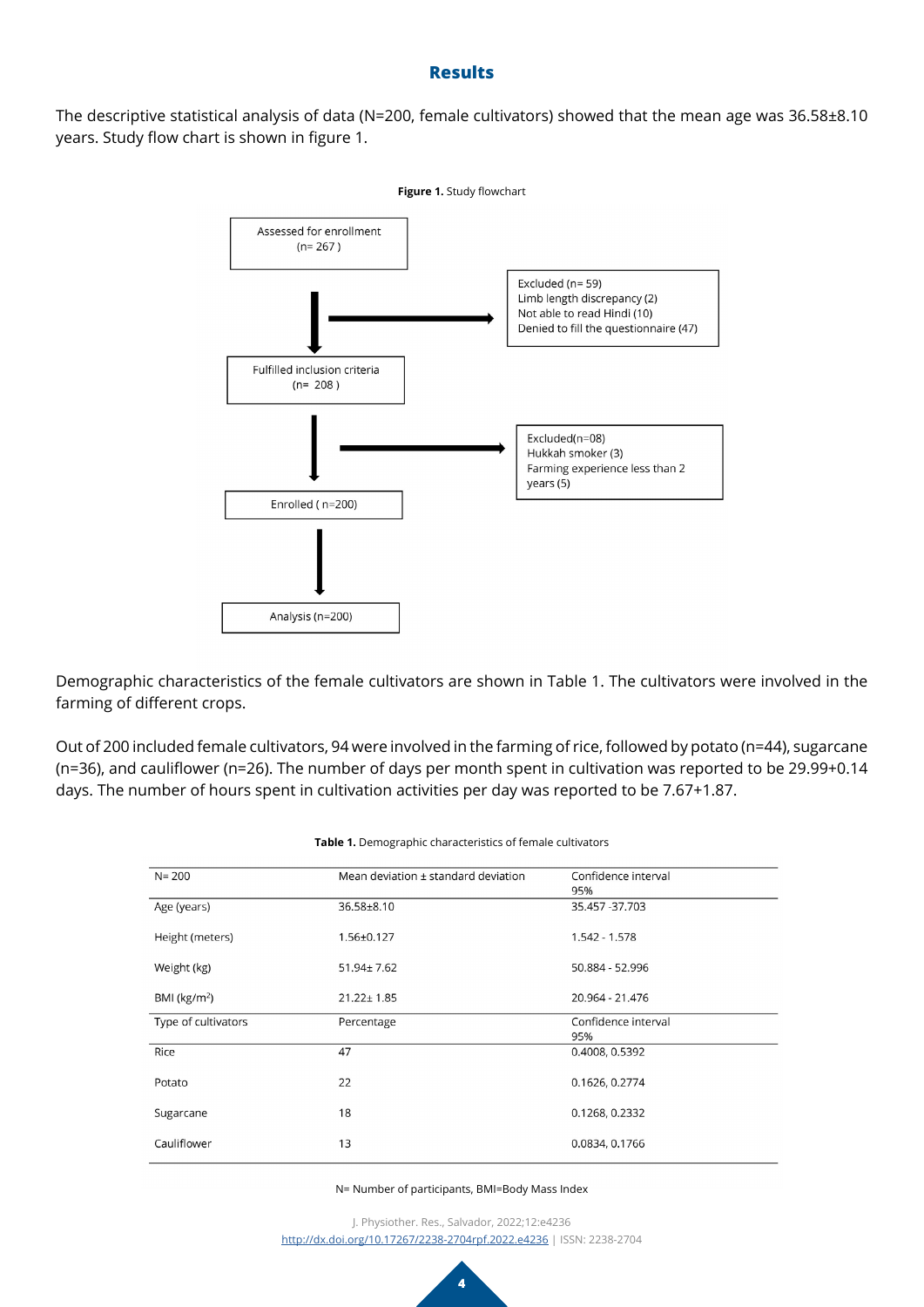## Results

The descriptive statistical analysis of data (N=200, female cultivators) showed that the mean age was 36.58±8.10 years. Study flow chart is shown in figure 1.

**Figure 1.** Study flowchart

Assessed for enrollment (n= 267 )

Excluded (n= 59)
Limb length discrepancy (2)
Not able to read Hindi (10)
Denied to fill the questionnaire (47)

Fulfilled inclusion criteria (n= 208 )

Excluded(n=08)
Hukkah smoker (3)
Farming experience less than 2 years (5)

Enrolled ( n=200)

Analysis (n=200)

Demographic characteristics of the female cultivators are shown in Table 1. The cultivators were involved in the farming of different crops.

Out of 200 included female cultivators, 94 were involved in the farming of rice, followed by potato (n=44), sugarcane (n=36), and cauliflower (n=26). The number of days per month spent in cultivation was reported to be 29.99+0.14 days. The number of hours spent in cultivation activities per day was reported to be 7.67+1.87.

**Table 1.** Demographic characteristics of female cultivators

| N= 200 | Mean deviation ± standard deviation | Confidence interval 95% |
|---|---|---|
| Age (years) | 36.58±8.10 | 35.457 -37.703 |
| Height (meters) | 1.56±0.127 | 1.542 - 1.578 |
| Weight (kg) | 51.94± 7.62 | 50.884 - 52.996 |
| BMI (kg/m$^2$) | 21.22± 1.85 | 20.964 - 21.476 |
| **Type of cultivators** | **Percentage** | **Confidence interval 95%** |
| Rice | 47 | 0.4008, 0.5392 |
| Potato | 22 | 0.1626, 0.2774 |
| Sugarcane | 18 | 0.1268, 0.2332 |
| Cauliflower | 13 | 0.0834, 0.1766 |

N= Number of participants, BMI=Body Mass Index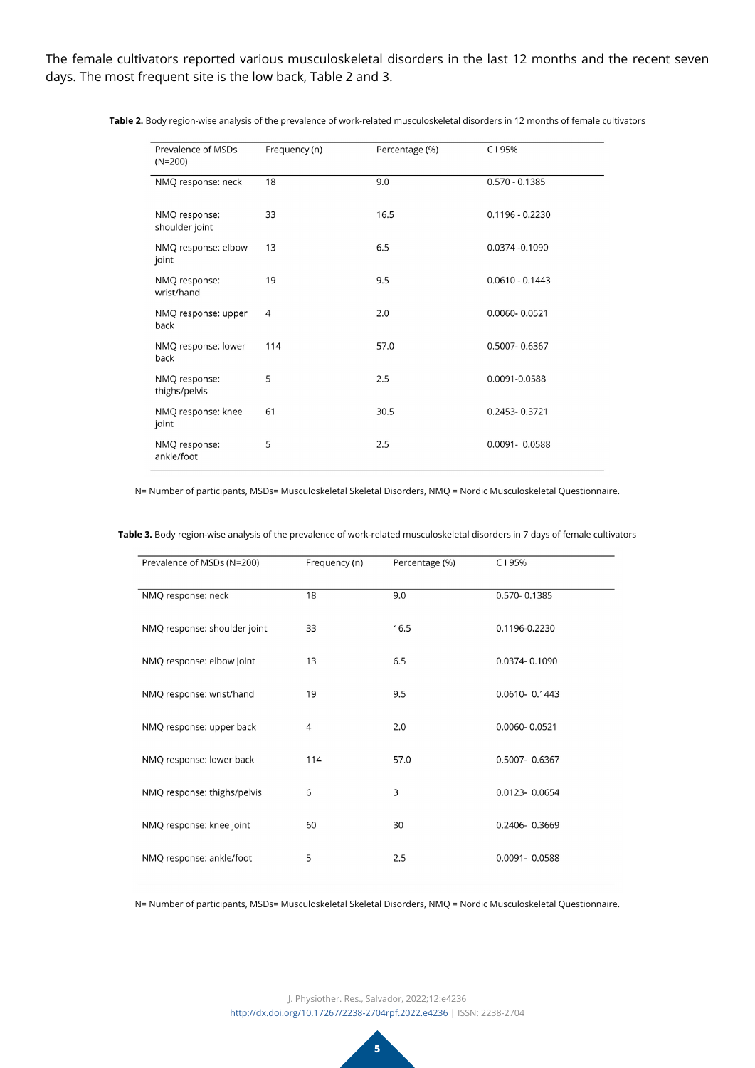The female cultivators reported various musculoskeletal disorders in the last 12 months and the recent seven days. The most frequent site is the low back, Table 2 and 3.

**Table 2.** Body region-wise analysis of the prevalence of work-related musculoskeletal disorders in 12 months of female cultivators

| Prevalence of MSDs (N=200) | Frequency (n) | Percentage (%) | C I 95% |
|---|---|---|---|
| NMQ response: neck | 18 | 9.0 | 0.570 - 0.1385 |
| NMQ response: shoulder joint | 33 | 16.5 | 0.1196 - 0.2230 |
| NMQ response: elbow joint | 13 | 6.5 | 0.0374 -0.1090 |
| NMQ response: wrist/hand | 19 | 9.5 | 0.0610 - 0.1443 |
| NMQ response: upper back | 4 | 2.0 | 0.0060- 0.0521 |
| NMQ response: lower back | 114 | 57.0 | 0.5007- 0.6367 |
| NMQ response: thighs/pelvis | 5 | 2.5 | 0.0091-0.0588 |
| NMQ response: knee joint | 61 | 30.5 | 0.2453- 0.3721 |
| NMQ response: ankle/foot | 5 | 2.5 | 0.0091- 0.0588 |

N= Number of participants, MSDs= Musculoskeletal Skeletal Disorders, NMQ = Nordic Musculoskeletal Questionnaire.

**Table 3.** Body region-wise analysis of the prevalence of work-related musculoskeletal disorders in 7 days of female cultivators

| Prevalence of MSDs (N=200) | Frequency (n) | Percentage (%) | C I 95% |
|---|---|---|---|
| NMQ response: neck | 18 | 9.0 | 0.570- 0.1385 |
| NMQ response: shoulder joint | 33 | 16.5 | 0.1196-0.2230 |
| NMQ response: elbow joint | 13 | 6.5 | 0.0374- 0.1090 |
| NMQ response: wrist/hand | 19 | 9.5 | 0.0610- 0.1443 |
| NMQ response: upper back | 4 | 2.0 | 0.0060- 0.0521 |
| NMQ response: lower back | 114 | 57.0 | 0.5007- 0.6367 |
| NMQ response: thighs/pelvis | 6 | 3 | 0.0123- 0.0654 |
| NMQ response: knee joint | 60 | 30 | 0.2406- 0.3669 |
| NMQ response: ankle/foot | 5 | 2.5 | 0.0091- 0.0588 |

N= Number of participants, MSDs= Musculoskeletal Skeletal Disorders, NMQ = Nordic Musculoskeletal Questionnaire.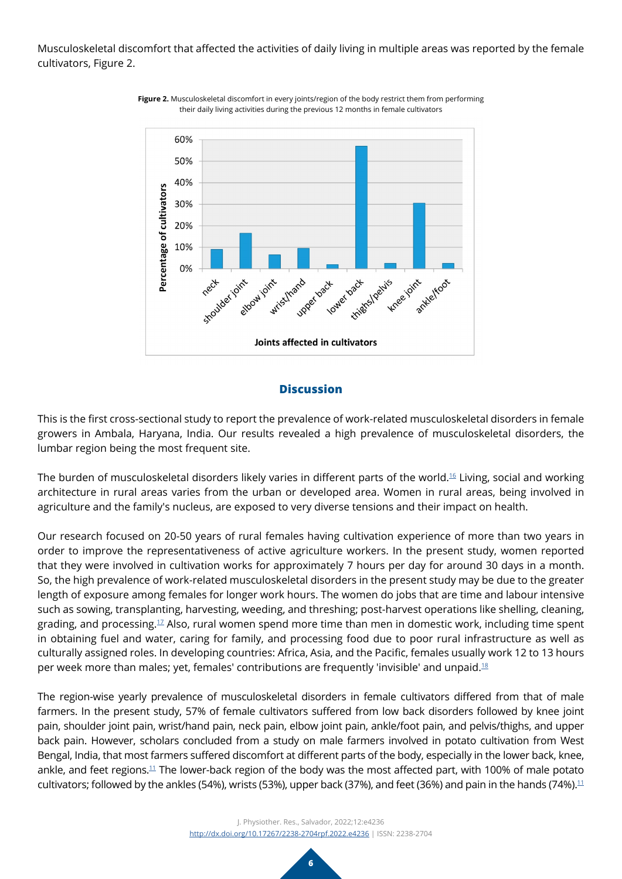Musculoskeletal discomfort that affected the activities of daily living in multiple areas was reported by the female cultivators, Figure 2.

**Figure 2.** Musculoskeletal discomfort in every joints/region of the body restrict them from performing their daily living activities during the previous 12 months in female cultivators

## Discussion

This is the first cross-sectional study to report the prevalence of work-related musculoskeletal disorders in female growers in Ambala, Haryana, India. Our results revealed a high prevalence of musculoskeletal disorders, the lumbar region being the most frequent site.

The burden of musculoskeletal disorders likely varies in different parts of the world.[16] Living, social and working architecture in rural areas varies from the urban or developed area. Women in rural areas, being involved in agriculture and the family's nucleus, are exposed to very diverse tensions and their impact on health.

Our research focused on 20-50 years of rural females having cultivation experience of more than two years in order to improve the representativeness of active agriculture workers. In the present study, women reported that they were involved in cultivation works for approximately 7 hours per day for around 30 days in a month. So, the high prevalence of work-related musculoskeletal disorders in the present study may be due to the greater length of exposure among females for longer work hours. The women do jobs that are time and labour intensive such as sowing, transplanting, harvesting, weeding, and threshing; post-harvest operations like shelling, cleaning, grading, and processing.[17] Also, rural women spend more time than men in domestic work, including time spent in obtaining fuel and water, caring for family, and processing food due to poor rural infrastructure as well as culturally assigned roles. In developing countries: Africa, Asia, and the Pacific, females usually work 12 to 13 hours per week more than males; yet, females' contributions are frequently 'invisible' and unpaid.[18]

The region-wise yearly prevalence of musculoskeletal disorders in female cultivators differed from that of male farmers. In the present study, 57% of female cultivators suffered from low back disorders followed by knee joint pain, shoulder joint pain, wrist/hand pain, neck pain, elbow joint pain, ankle/foot pain, and pelvis/thighs, and upper back pain. However, scholars concluded from a study on male farmers involved in potato cultivation from West Bengal, India, that most farmers suffered discomfort at different parts of the body, especially in the lower back, knee, ankle, and feet regions.[11] The lower-back region of the body was the most affected part, with 100% of male potato cultivators; followed by the ankles (54%), wrists (53%), upper back (37%), and feet (36%) and pain in the hands (74%).[11]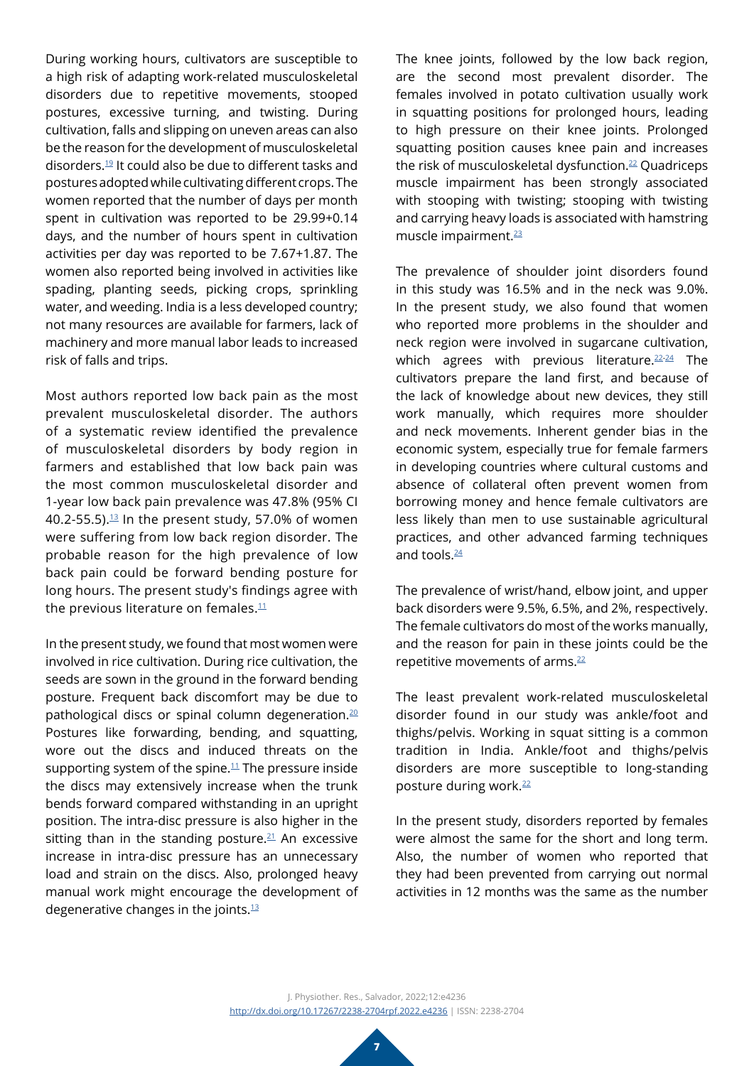During working hours, cultivators are susceptible to a high risk of adapting work-related musculoskeletal disorders due to repetitive movements, stooped postures, excessive turning, and twisting. During cultivation, falls and slipping on uneven areas can also be the reason for the development of musculoskeletal disorders.[19] It could also be due to different tasks and postures adopted while cultivating different crops. The women reported that the number of days per month spent in cultivation was reported to be 29.99+0.14 days, and the number of hours spent in cultivation activities per day was reported to be 7.67+1.87. The women also reported being involved in activities like spading, planting seeds, picking crops, sprinkling water, and weeding. India is a less developed country; not many resources are available for farmers, lack of machinery and more manual labor leads to increased risk of falls and trips.

Most authors reported low back pain as the most prevalent musculoskeletal disorder. The authors of a systematic review identified the prevalence of musculoskeletal disorders by body region in farmers and established that low back pain was the most common musculoskeletal disorder and 1-year low back pain prevalence was 47.8% (95% CI 40.2-55.5).[13] In the present study, 57.0% of women were suffering from low back region disorder. The probable reason for the high prevalence of low back pain could be forward bending posture for long hours. The present study's findings agree with the previous literature on females.[11]

In the present study, we found that most women were involved in rice cultivation. During rice cultivation, the seeds are sown in the ground in the forward bending posture. Frequent back discomfort may be due to pathological discs or spinal column degeneration.[20] Postures like forwarding, bending, and squatting, wore out the discs and induced threats on the supporting system of the spine.[11] The pressure inside the discs may extensively increase when the trunk bends forward compared withstanding in an upright position. The intra-disc pressure is also higher in the sitting than in the standing posture.[21] An excessive increase in intra-disc pressure has an unnecessary load and strain on the discs. Also, prolonged heavy manual work might encourage the development of degenerative changes in the joints.[13]

The knee joints, followed by the low back region, are the second most prevalent disorder. The females involved in potato cultivation usually work in squatting positions for prolonged hours, leading to high pressure on their knee joints. Prolonged squatting position causes knee pain and increases the risk of musculoskeletal dysfunction.[22] Quadriceps muscle impairment has been strongly associated with stooping with twisting; stooping with twisting and carrying heavy loads is associated with hamstring muscle impairment.[23]

The prevalence of shoulder joint disorders found in this study was 16.5% and in the neck was 9.0%. In the present study, we also found that women who reported more problems in the shoulder and neck region were involved in sugarcane cultivation, which agrees with previous literature.[22-24] The cultivators prepare the land first, and because of the lack of knowledge about new devices, they still work manually, which requires more shoulder and neck movements. Inherent gender bias in the economic system, especially true for female farmers in developing countries where cultural customs and absence of collateral often prevent women from borrowing money and hence female cultivators are less likely than men to use sustainable agricultural practices, and other advanced farming techniques and tools.[24]

The prevalence of wrist/hand, elbow joint, and upper back disorders were 9.5%, 6.5%, and 2%, respectively. The female cultivators do most of the works manually, and the reason for pain in these joints could be the repetitive movements of arms.[22]

The least prevalent work-related musculoskeletal disorder found in our study was ankle/foot and thighs/pelvis. Working in squat sitting is a common tradition in India. Ankle/foot and thighs/pelvis disorders are more susceptible to long-standing posture during work.[22]

In the present study, disorders reported by females were almost the same for the short and long term. Also, the number of women who reported that they had been prevented from carrying out normal activities in 12 months was the same as the number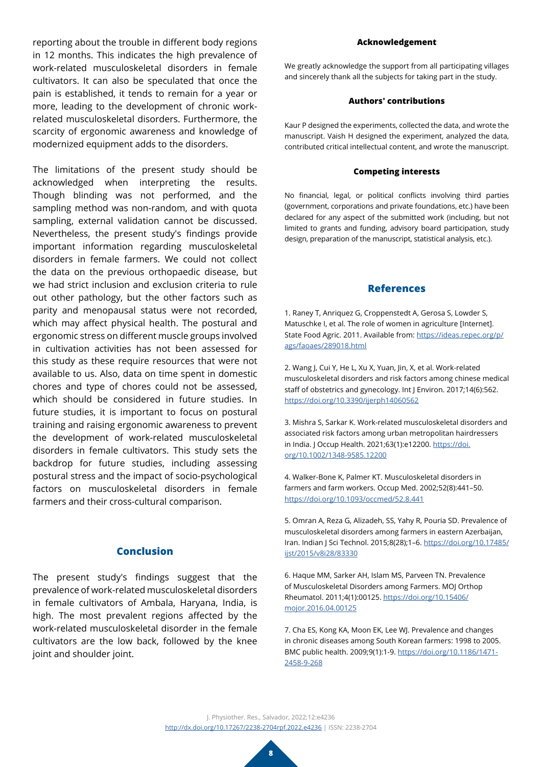reporting about the trouble in different body regions in 12 months. This indicates the high prevalence of work-related musculoskeletal disorders in female cultivators. It can also be speculated that once the pain is established, it tends to remain for a year or more, leading to the development of chronic work-related musculoskeletal disorders. Furthermore, the scarcity of ergonomic awareness and knowledge of modernized equipment adds to the disorders.

The limitations of the present study should be acknowledged when interpreting the results. Though blinding was not performed, and the sampling method was non-random, and with quota sampling, external validation cannot be discussed. Nevertheless, the present study's findings provide important information regarding musculoskeletal disorders in female farmers. We could not collect the data on the previous orthopaedic disease, but we had strict inclusion and exclusion criteria to rule out other pathology, but the other factors such as parity and menopausal status were not recorded, which may affect physical health. The postural and ergonomic stress on different muscle groups involved in cultivation activities has not been assessed for this study as these require resources that were not available to us. Also, data on time spent in domestic chores and type of chores could not be assessed, which should be considered in future studies. In future studies, it is important to focus on postural training and raising ergonomic awareness to prevent the development of work-related musculoskeletal disorders in female cultivators. This study sets the backdrop for future studies, including assessing postural stress and the impact of socio-psychological factors on musculoskeletal disorders in female farmers and their cross-cultural comparison.

## Conclusion

The present study's findings suggest that the prevalence of work-related musculoskeletal disorders in female cultivators of Ambala, Haryana, India, is high. The most prevalent regions affected by the work-related musculoskeletal disorder in the female cultivators are the low back, followed by the knee joint and shoulder joint.

### Acknowledgement

We greatly acknowledge the support from all participating villages and sincerely thank all the subjects for taking part in the study.

### Authors' contributions

Kaur P designed the experiments, collected the data, and wrote the manuscript. Vaish H designed the experiment, analyzed the data, contributed critical intellectual content, and wrote the manuscript.

### Competing interests

No financial, legal, or political conflicts involving third parties (government, corporations and private foundations, etc.) have been declared for any aspect of the submitted work (including, but not limited to grants and funding, advisory board participation, study design, preparation of the manuscript, statistical analysis, etc.).

## References

1. Raney T, Anriquez G, Croppenstedt A, Gerosa S, Lowder S, Matuschke I, et al. The role of women in agriculture [Internet]. State Food Agric. 2011. Available from: https://ideas.repec.org/p/ags/faoaes/289018.html

2. Wang J, Cui Y, He L, Xu X, Yuan, Jin, X, et al. Work-related musculoskeletal disorders and risk factors among chinese medical staff of obstetrics and gynecology. Int J Environ. 2017;14(6):562. https://doi.org/10.3390/ijerph14060562

3. Mishra S, Sarkar K. Work-related musculoskeletal disorders and associated risk factors among urban metropolitan hairdressers in India. J Occup Health. 2021;63(1):e12200. https://doi.org/10.1002/1348-9585.12200

4. Walker-Bone K, Palmer KT. Musculoskeletal disorders in farmers and farm workers. Occup Med. 2002;52(8):441–50. https://doi.org/10.1093/occmed/52.8.441

5. Omran A, Reza G, Alizadeh, SS, Yahy R, Pouria SD. Prevalence of musculoskeletal disorders among farmers in eastern Azerbaijan, Iran. Indian J Sci Technol. 2015;8(28);1–6. https://doi.org/10.17485/ijst/2015/v8i28/83330

6. Haque MM, Sarker AH, Islam MS, Parveen TN. Prevalence of Musculoskeletal Disorders among Farmers. MOJ Orthop Rheumatol. 2011;4(1):00125. https://doi.org/10.15406/mojor.2016.04.00125

7. Cha ES, Kong KA, Moon EK, Lee WJ. Prevalence and changes in chronic diseases among South Korean farmers: 1998 to 2005. BMC public health. 2009;9(1):1-9. https://doi.org/10.1186/1471-2458-9-268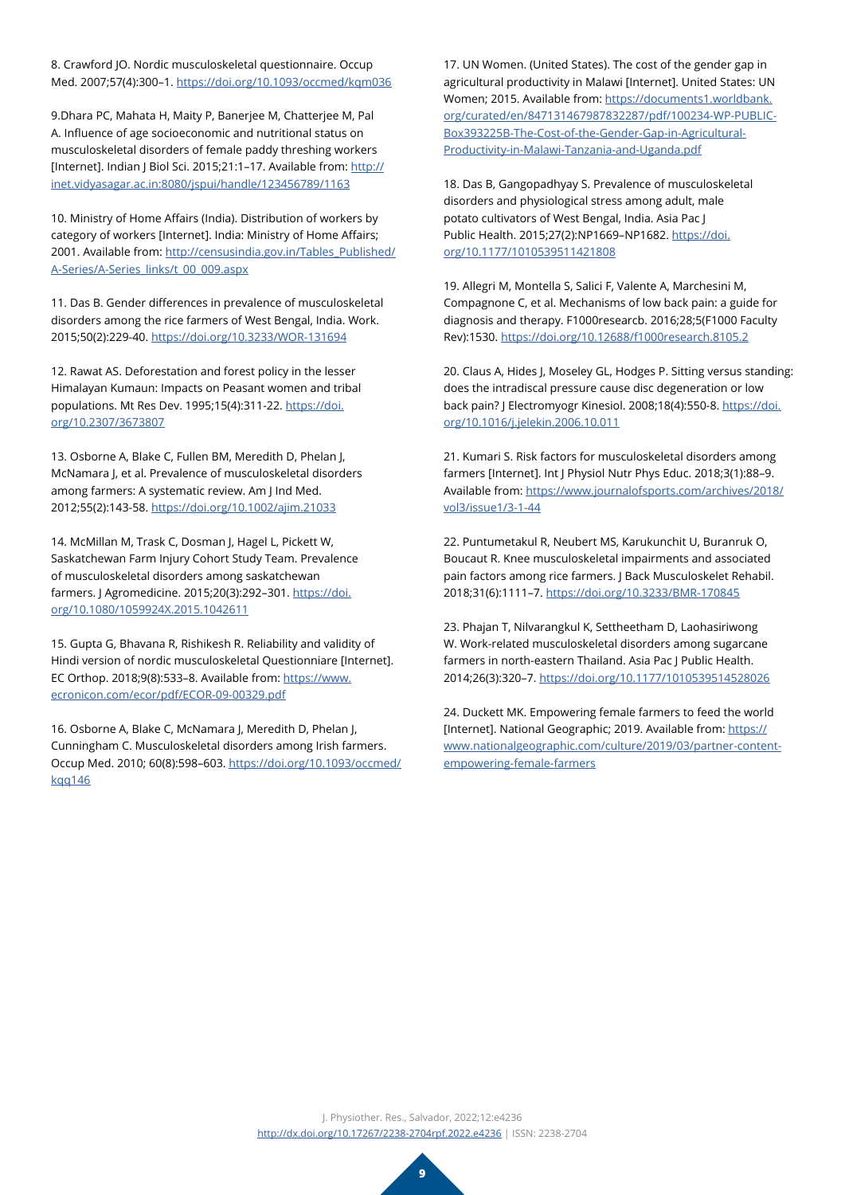8. Crawford JO. Nordic musculoskeletal questionnaire. Occup Med. 2007;57(4):300–1. https://doi.org/10.1093/occmed/kqm036

9.Dhara PC, Mahata H, Maity P, Banerjee M, Chatterjee M, Pal A. Influence of age socioeconomic and nutritional status on musculoskeletal disorders of female paddy threshing workers [Internet]. Indian J Biol Sci. 2015;21:1–17. Available from: http://inet.vidyasagar.ac.in:8080/jspui/handle/123456789/1163

10. Ministry of Home Affairs (India). Distribution of workers by category of workers [Internet]. India: Ministry of Home Affairs; 2001. Available from: http://censusindia.gov.in/Tables_Published/A-Series/A-Series_links/t_00_009.aspx

11. Das B. Gender differences in prevalence of musculoskeletal disorders among the rice farmers of West Bengal, India. Work. 2015;50(2):229-40. https://doi.org/10.3233/WOR-131694

12. Rawat AS. Deforestation and forest policy in the lesser Himalayan Kumaun: Impacts on Peasant women and tribal populations. Mt Res Dev. 1995;15(4):311-22. https://doi.org/10.2307/3673807

13. Osborne A, Blake C, Fullen BM, Meredith D, Phelan J, McNamara J, et al. Prevalence of musculoskeletal disorders among farmers: A systematic review. Am J Ind Med. 2012;55(2):143-58. https://doi.org/10.1002/ajim.21033

14. McMillan M, Trask C, Dosman J, Hagel L, Pickett W, Saskatchewan Farm Injury Cohort Study Team. Prevalence of musculoskeletal disorders among saskatchewan farmers. J Agromedicine. 2015;20(3):292–301. https://doi.org/10.1080/1059924X.2015.1042611

15. Gupta G, Bhavana R, Rishikesh R. Reliability and validity of Hindi version of nordic musculoskeletal Questionniare [Internet]. EC Orthop. 2018;9(8):533–8. Available from: https://www.ecronicon.com/ecor/pdf/ECOR-09-00329.pdf

16. Osborne A, Blake C, McNamara J, Meredith D, Phelan J, Cunningham C. Musculoskeletal disorders among Irish farmers. Occup Med. 2010; 60(8):598–603. https://doi.org/10.1093/occmed/kqq146

17. UN Women. (United States). The cost of the gender gap in agricultural productivity in Malawi [Internet]. United States: UN Women; 2015. Available from: https://documents1.worldbank.org/curated/en/847131467987832287/pdf/100234-WP-PUBLIC-Box393225B-The-Cost-of-the-Gender-Gap-in-Agricultural-Productivity-in-Malawi-Tanzania-and-Uganda.pdf

18. Das B, Gangopadhyay S. Prevalence of musculoskeletal disorders and physiological stress among adult, male potato cultivators of West Bengal, India. Asia Pac J Public Health. 2015;27(2):NP1669–NP1682. https://doi.org/10.1177/1010539511421808

19. Allegri M, Montella S, Salici F, Valente A, Marchesini M, Compagnone C, et al. Mechanisms of low back pain: a guide for diagnosis and therapy. F1000researcb. 2016;28;5(F1000 Faculty Rev):1530. https://doi.org/10.12688/f1000research.8105.2

20. Claus A, Hides J, Moseley GL, Hodges P. Sitting versus standing: does the intradiscal pressure cause disc degeneration or low back pain? J Electromyogr Kinesiol. 2008;18(4):550-8. https://doi.org/10.1016/j.jelekin.2006.10.011

21. Kumari S. Risk factors for musculoskeletal disorders among farmers [Internet]. Int J Physiol Nutr Phys Educ. 2018;3(1):88–9. Available from: https://www.journalofsports.com/archives/2018/vol3/issue1/3-1-44

22. Puntumetakul R, Neubert MS, Karukunchit U, Buranruk O, Boucaut R. Knee musculoskeletal impairments and associated pain factors among rice farmers. J Back Musculoskelet Rehabil. 2018;31(6):1111–7. https://doi.org/10.3233/BMR-170845

23. Phajan T, Nilvarangkul K, Settheetham D, Laohasiriwong W. Work-related musculoskeletal disorders among sugarcane farmers in north-eastern Thailand. Asia Pac J Public Health. 2014;26(3):320–7. https://doi.org/10.1177/1010539514528026

24. Duckett MK. Empowering female farmers to feed the world [Internet]. National Geographic; 2019. Available from: https://www.nationalgeographic.com/culture/2019/03/partner-content-empowering-female-farmers